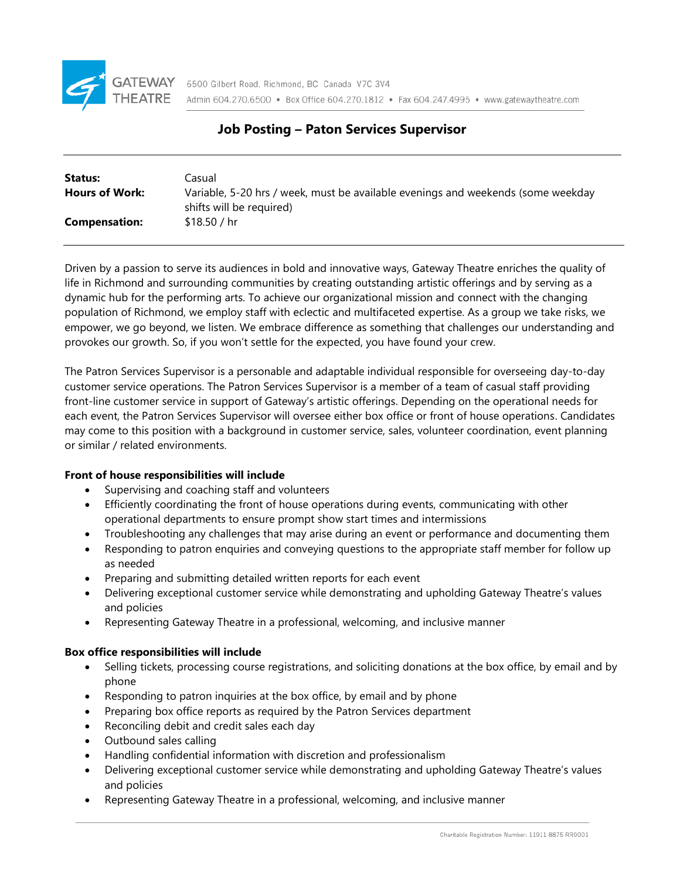GATEWAY THEATRE

6500 Gilbert Road, Richmond, BC Canada V7C 3V4
Admin 604.270.6500 • Box Office 604.270.1812 • Fax 604.247.4995 • www.gatewaytheatre.com

# Job Posting – Paton Services Supervisor

| | |
|---|---|
| **Status:** | Casual |
| **Hours of Work:** | Variable, 5-20 hrs / week, must be available evenings and weekends (some weekday shifts will be required) |
| **Compensation:** | $18.50 / hr |

Driven by a passion to serve its audiences in bold and innovative ways, Gateway Theatre enriches the quality of life in Richmond and surrounding communities by creating outstanding artistic offerings and by serving as a dynamic hub for the performing arts. To achieve our organizational mission and connect with the changing population of Richmond, we employ staff with eclectic and multifaceted expertise. As a group we take risks, we empower, we go beyond, we listen. We embrace difference as something that challenges our understanding and provokes our growth. So, if you won't settle for the expected, you have found your crew.

The Patron Services Supervisor is a personable and adaptable individual responsible for overseeing day-to-day customer service operations. The Patron Services Supervisor is a member of a team of casual staff providing front-line customer service in support of Gateway's artistic offerings. Depending on the operational needs for each event, the Patron Services Supervisor will oversee either box office or front of house operations. Candidates may come to this position with a background in customer service, sales, volunteer coordination, event planning or similar / related environments.

**Front of house responsibilities will include**

- Supervising and coaching staff and volunteers
- Efficiently coordinating the front of house operations during events, communicating with other operational departments to ensure prompt show start times and intermissions
- Troubleshooting any challenges that may arise during an event or performance and documenting them
- Responding to patron enquiries and conveying questions to the appropriate staff member for follow up as needed
- Preparing and submitting detailed written reports for each event
- Delivering exceptional customer service while demonstrating and upholding Gateway Theatre's values and policies
- Representing Gateway Theatre in a professional, welcoming, and inclusive manner

**Box office responsibilities will include**

- Selling tickets, processing course registrations, and soliciting donations at the box office, by email and by phone
- Responding to patron inquiries at the box office, by email and by phone
- Preparing box office reports as required by the Patron Services department
- Reconciling debit and credit sales each day
- Outbound sales calling
- Handling confidential information with discretion and professionalism
- Delivering exceptional customer service while demonstrating and upholding Gateway Theatre's values and policies
- Representing Gateway Theatre in a professional, welcoming, and inclusive manner

Charitable Registration Number: 11911 8875 RR0001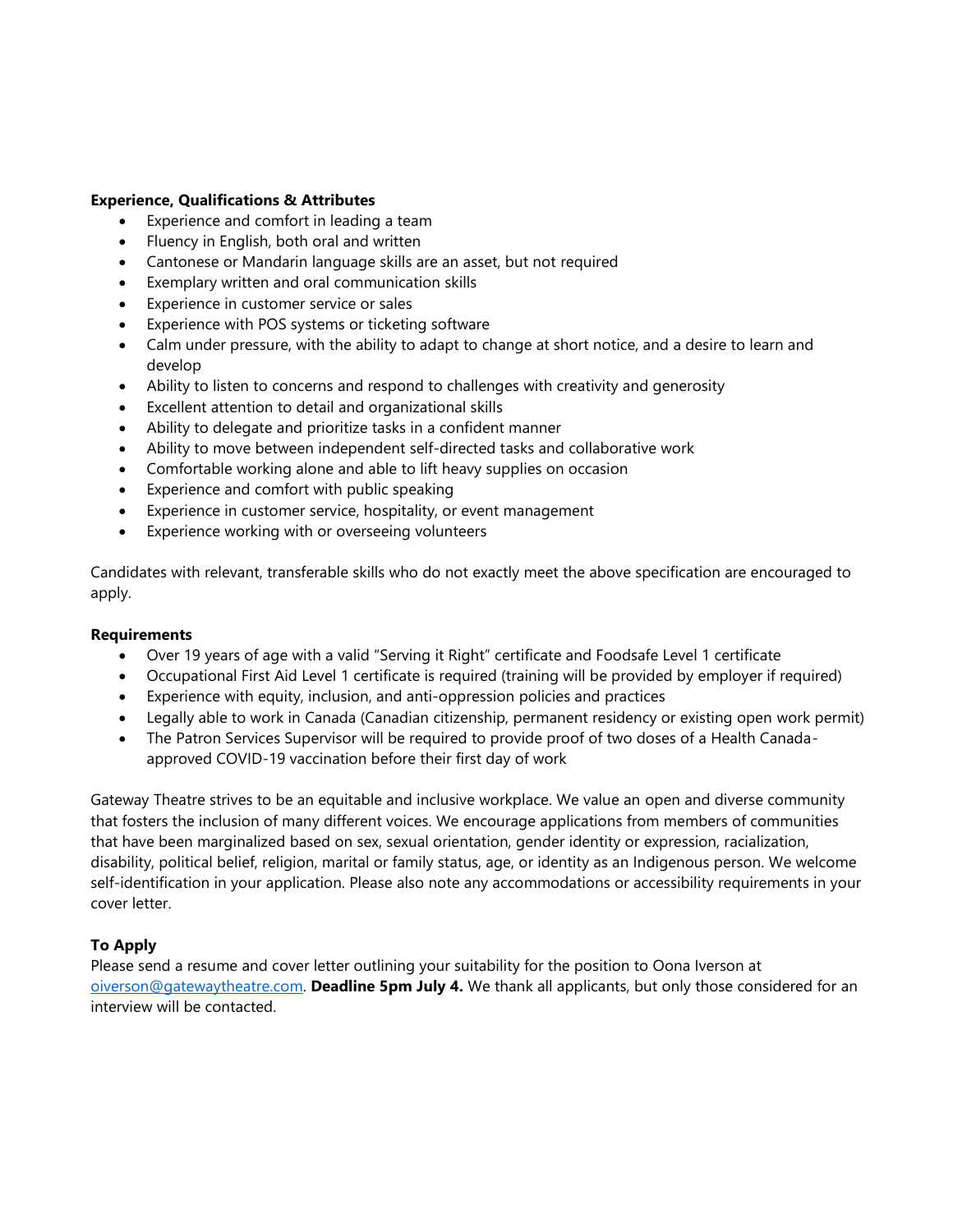**Experience, Qualifications & Attributes**

- Experience and comfort in leading a team
- Fluency in English, both oral and written
- Cantonese or Mandarin language skills are an asset, but not required
- Exemplary written and oral communication skills
- Experience in customer service or sales
- Experience with POS systems or ticketing software
- Calm under pressure, with the ability to adapt to change at short notice, and a desire to learn and develop
- Ability to listen to concerns and respond to challenges with creativity and generosity
- Excellent attention to detail and organizational skills
- Ability to delegate and prioritize tasks in a confident manner
- Ability to move between independent self-directed tasks and collaborative work
- Comfortable working alone and able to lift heavy supplies on occasion
- Experience and comfort with public speaking
- Experience in customer service, hospitality, or event management
- Experience working with or overseeing volunteers

Candidates with relevant, transferable skills who do not exactly meet the above specification are encouraged to apply.

**Requirements**

- Over 19 years of age with a valid "Serving it Right" certificate and Foodsafe Level 1 certificate
- Occupational First Aid Level 1 certificate is required (training will be provided by employer if required)
- Experience with equity, inclusion, and anti-oppression policies and practices
- Legally able to work in Canada (Canadian citizenship, permanent residency or existing open work permit)
- The Patron Services Supervisor will be required to provide proof of two doses of a Health Canada-approved COVID-19 vaccination before their first day of work

Gateway Theatre strives to be an equitable and inclusive workplace. We value an open and diverse community that fosters the inclusion of many different voices. We encourage applications from members of communities that have been marginalized based on sex, sexual orientation, gender identity or expression, racialization, disability, political belief, religion, marital or family status, age, or identity as an Indigenous person. We welcome self-identification in your application. Please also note any accommodations or accessibility requirements in your cover letter.

**To Apply**

Please send a resume and cover letter outlining your suitability for the position to Oona Iverson at oiverson@gatewaytheatre.com. **Deadline 5pm July 4.** We thank all applicants, but only those considered for an interview will be contacted.